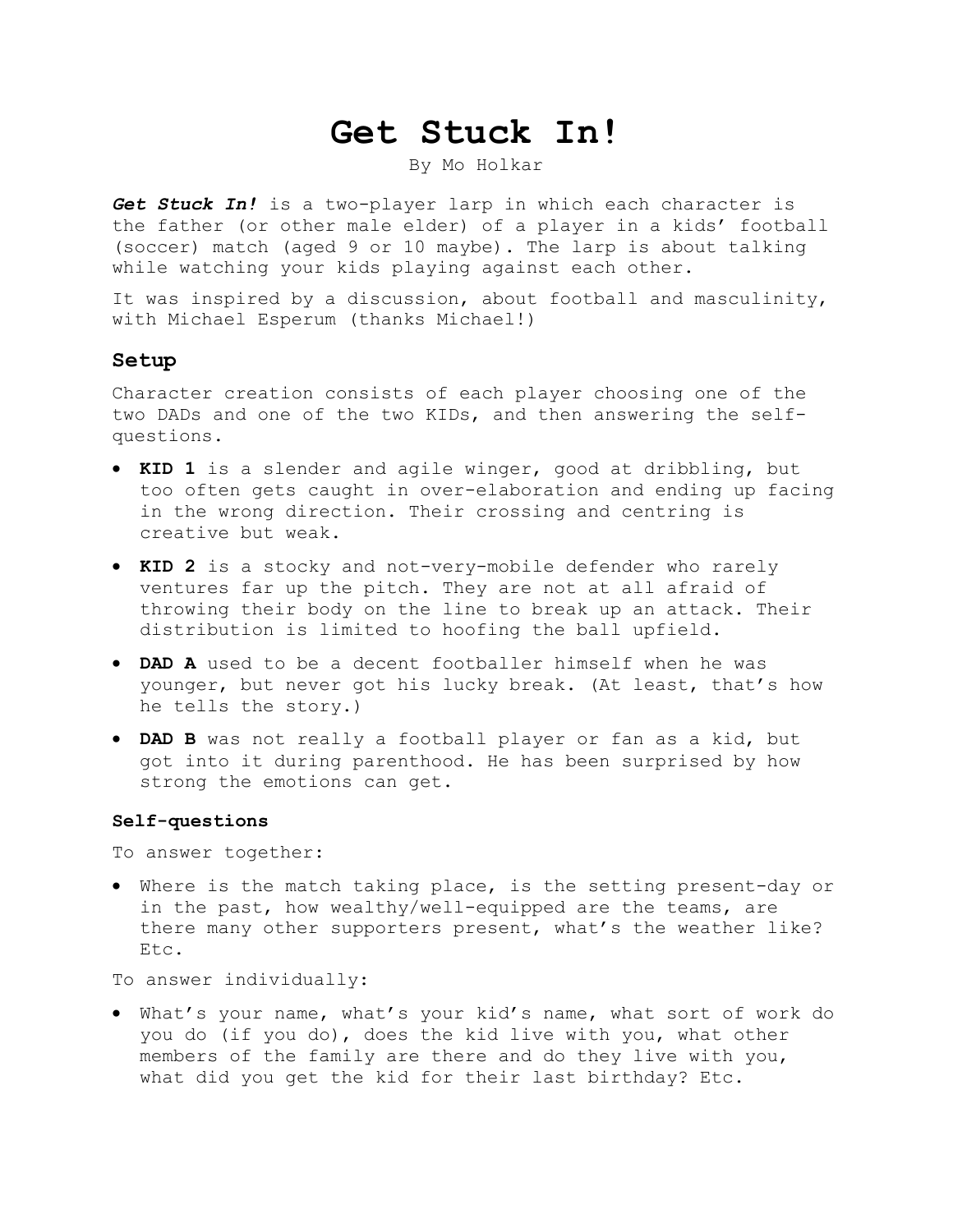# Get Stuck In!

By Mo Holkar

***Get Stuck In!*** is a two-player larp in which each character is the father (or other male elder) of a player in a kids' football (soccer) match (aged 9 or 10 maybe). The larp is about talking while watching your kids playing against each other.

It was inspired by a discussion, about football and masculinity, with Michael Esperum (thanks Michael!)

## Setup

Character creation consists of each player choosing one of the two DADs and one of the two KIDs, and then answering the self-questions.

- **KID 1** is a slender and agile winger, good at dribbling, but too often gets caught in over-elaboration and ending up facing in the wrong direction. Their crossing and centring is creative but weak.
- **KID 2** is a stocky and not-very-mobile defender who rarely ventures far up the pitch. They are not at all afraid of throwing their body on the line to break up an attack. Their distribution is limited to hoofing the ball upfield.
- **DAD A** used to be a decent footballer himself when he was younger, but never got his lucky break. (At least, that's how he tells the story.)
- **DAD B** was not really a football player or fan as a kid, but got into it during parenthood. He has been surprised by how strong the emotions can get.

### Self-questions

To answer together:

- Where is the match taking place, is the setting present-day or in the past, how wealthy/well-equipped are the teams, are there many other supporters present, what's the weather like? Etc.

To answer individually:

- What's your name, what's your kid's name, what sort of work do you do (if you do), does the kid live with you, what other members of the family are there and do they live with you, what did you get the kid for their last birthday? Etc.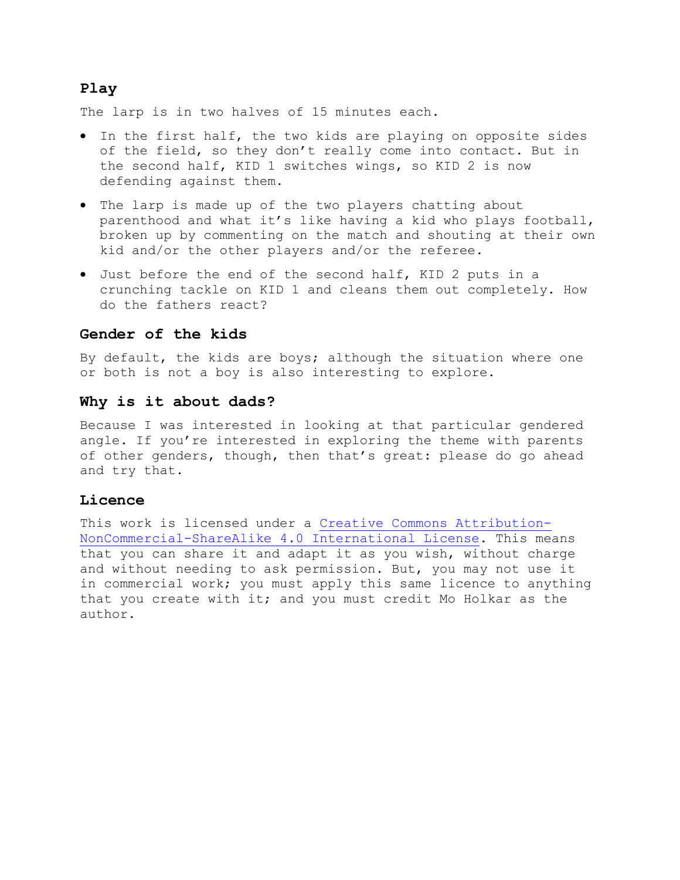## Play

The larp is in two halves of 15 minutes each.

- In the first half, the two kids are playing on opposite sides of the field, so they don't really come into contact. But in the second half, KID 1 switches wings, so KID 2 is now defending against them.
- The larp is made up of the two players chatting about parenthood and what it's like having a kid who plays football, broken up by commenting on the match and shouting at their own kid and/or the other players and/or the referee.
- Just before the end of the second half, KID 2 puts in a crunching tackle on KID 1 and cleans them out completely. How do the fathers react?

## Gender of the kids

By default, the kids are boys; although the situation where one or both is not a boy is also interesting to explore.

## Why is it about dads?

Because I was interested in looking at that particular gendered angle. If you're interested in exploring the theme with parents of other genders, though, then that's great: please do go ahead and try that.

## Licence

This work is licensed under a [Creative Commons Attribution-NonCommercial-ShareAlike 4.0 International License](). This means that you can share it and adapt it as you wish, without charge and without needing to ask permission. But, you may not use it in commercial work; you must apply this same licence to anything that you create with it; and you must credit Mo Holkar as the author.